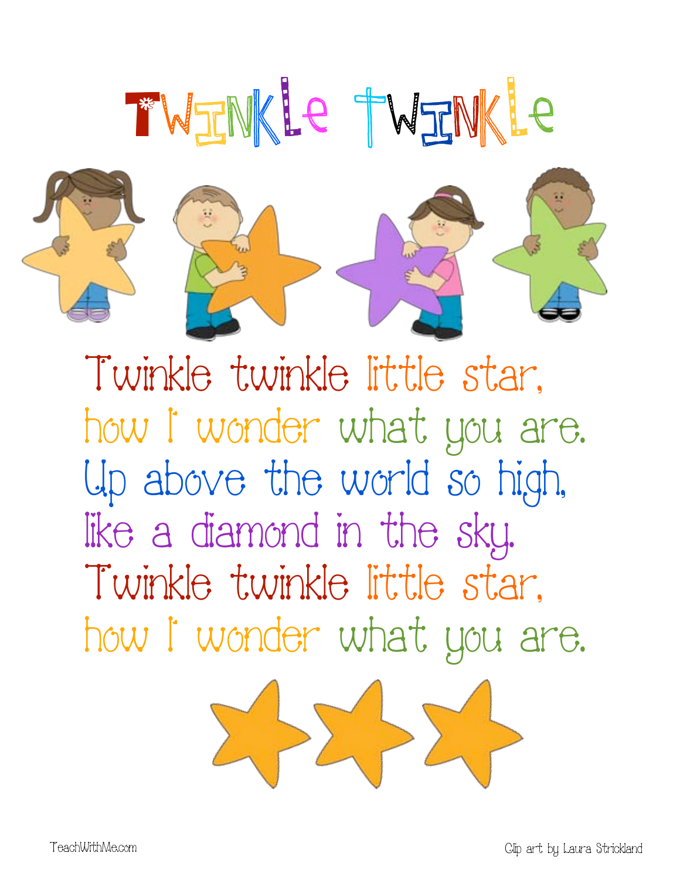# Twinkle Twinkle

Twinkle twinkle little star,
how I wonder what you are.
Up above the world so high,
like a diamond in the sky.
Twinkle twinkle little star,
how I wonder what you are.

TeachWithMe.com

Clip art by Laura Strickland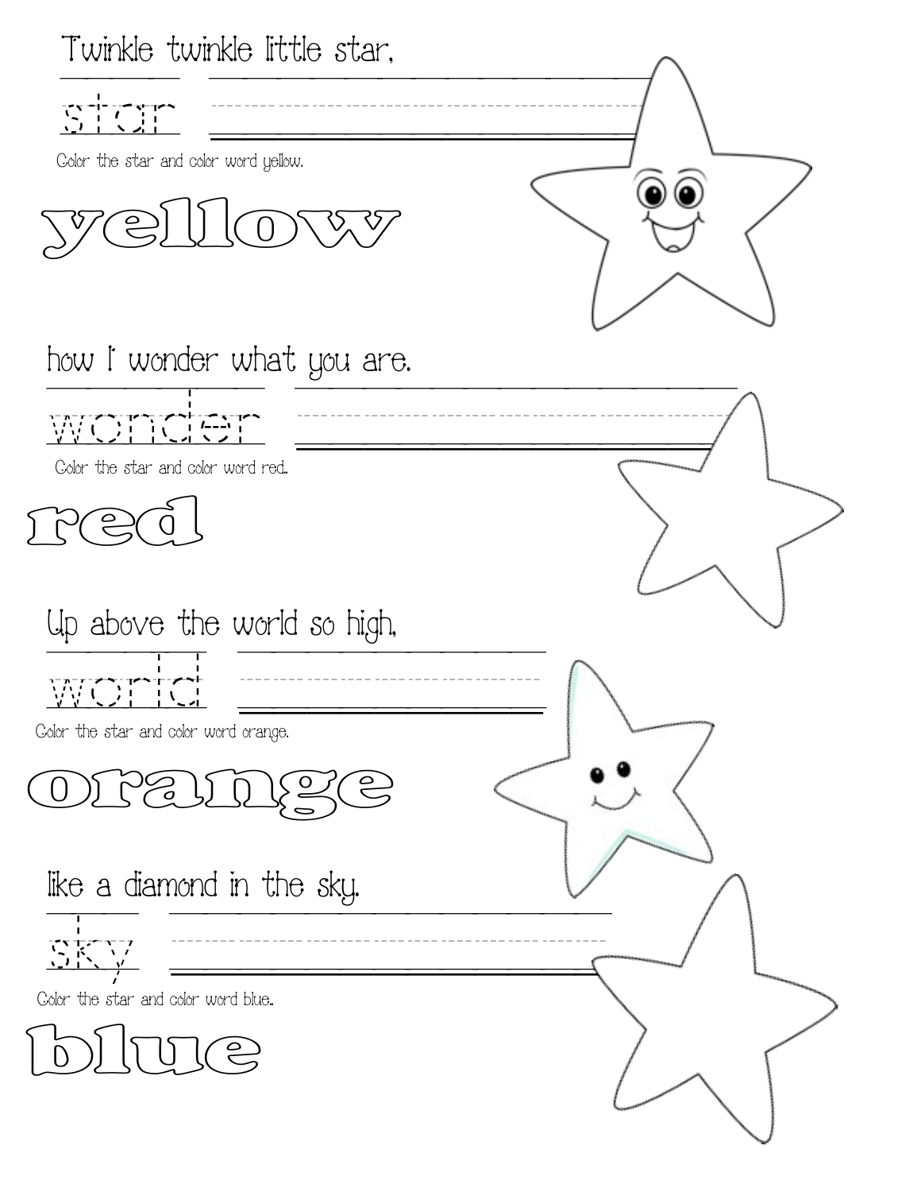Twinkle twinkle little star,

star

Color the star and color word yellow.

yellow

how I wonder what you are.

wonder

Color the star and color word red.

red

Up above the world so high,

world

Color the star and color word orange.

orange

like a diamond in the sky.

sky

Color the star and color word blue.

blue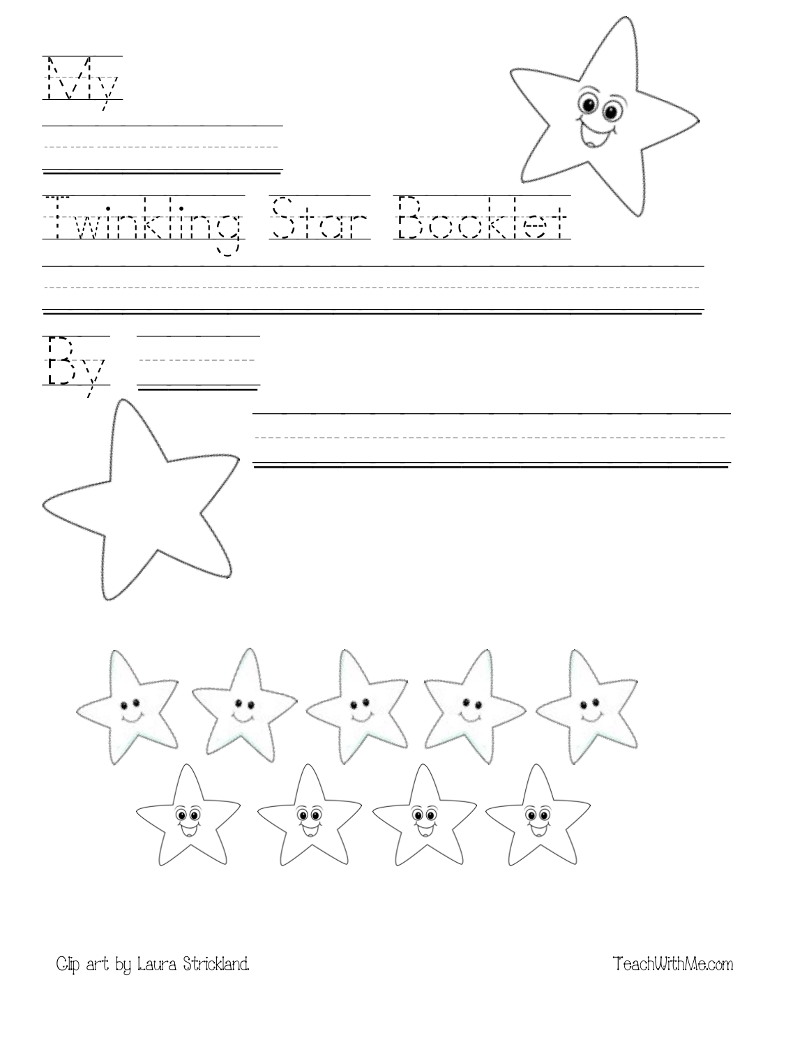My

Twinkling Star Booklet

By

Clip art by Laura Strickland.

TeachWithMe.com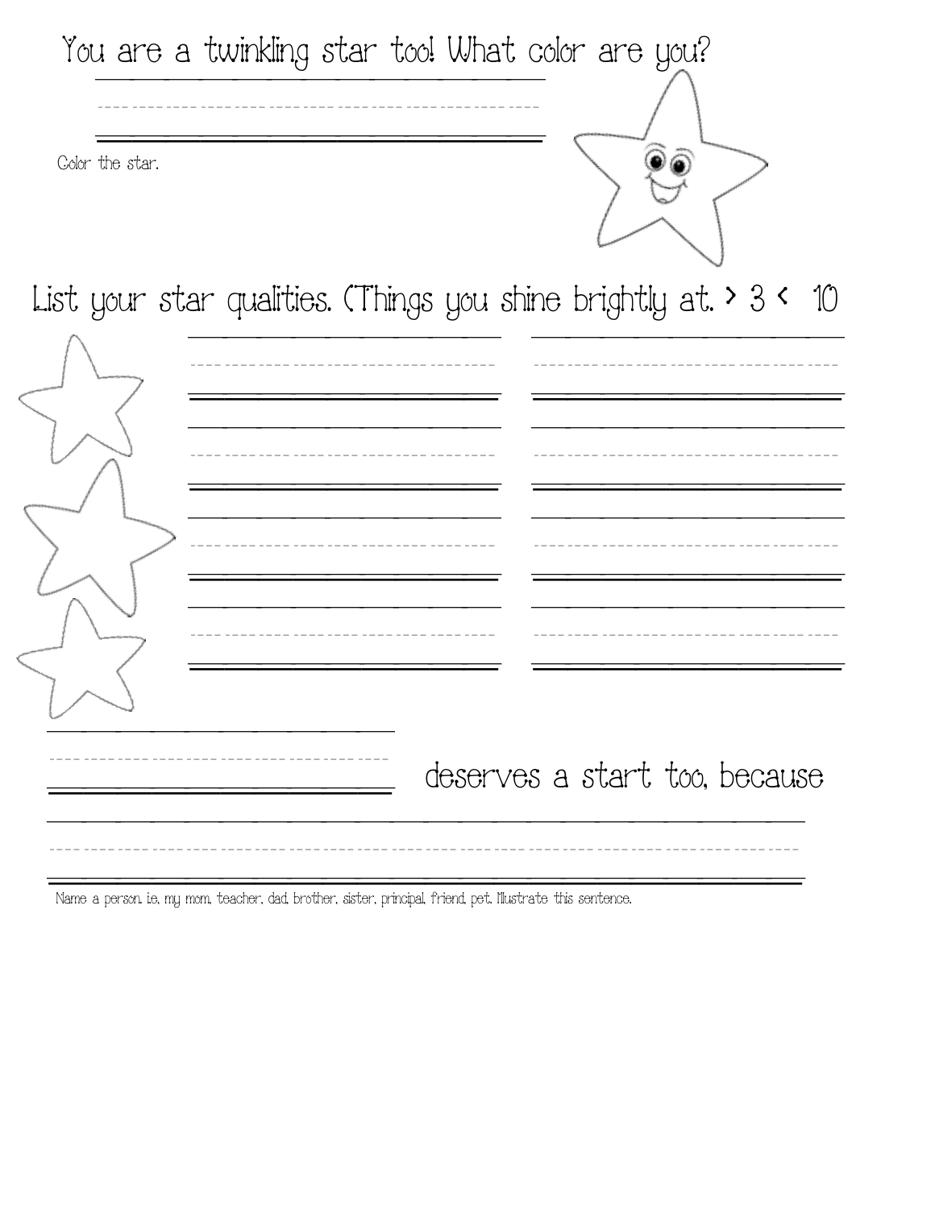You are a twinkling star too! What color are you?

Color the star.

List your star qualities. (Things you shine brightly at. > 3 < 10

deserves a start too, because

Name a person. ie, my mom, teacher, dad, brother, sister, principal, friend, pet. Illustrate this sentence.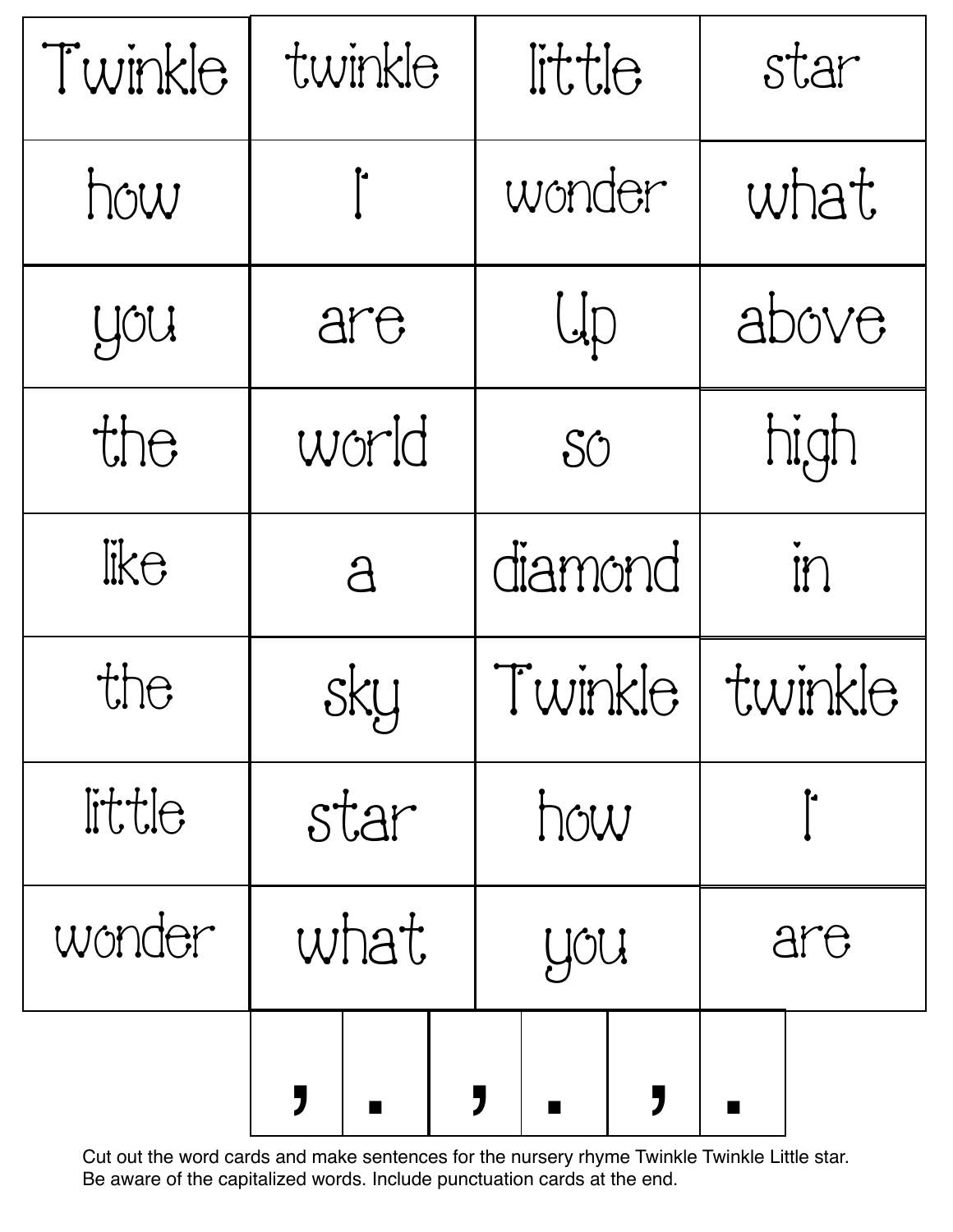| | | | |
|---|---|---|---|
| Twinkle | twinkle | little | star |
| how | I | wonder | what |
| you | are | Up | above |
| the | world | so | high |
| like | a | diamond | in |
| the | sky | Twinkle | twinkle |
| little | star | how | I |
| wonder | what | you | are |

| | | | | | |
|---|---|---|---|---|---|
| , | . | , | . | , | . |

Cut out the word cards and make sentences for the nursery rhyme Twinkle Twinkle Little star. Be aware of the capitalized words. Include punctuation cards at the end.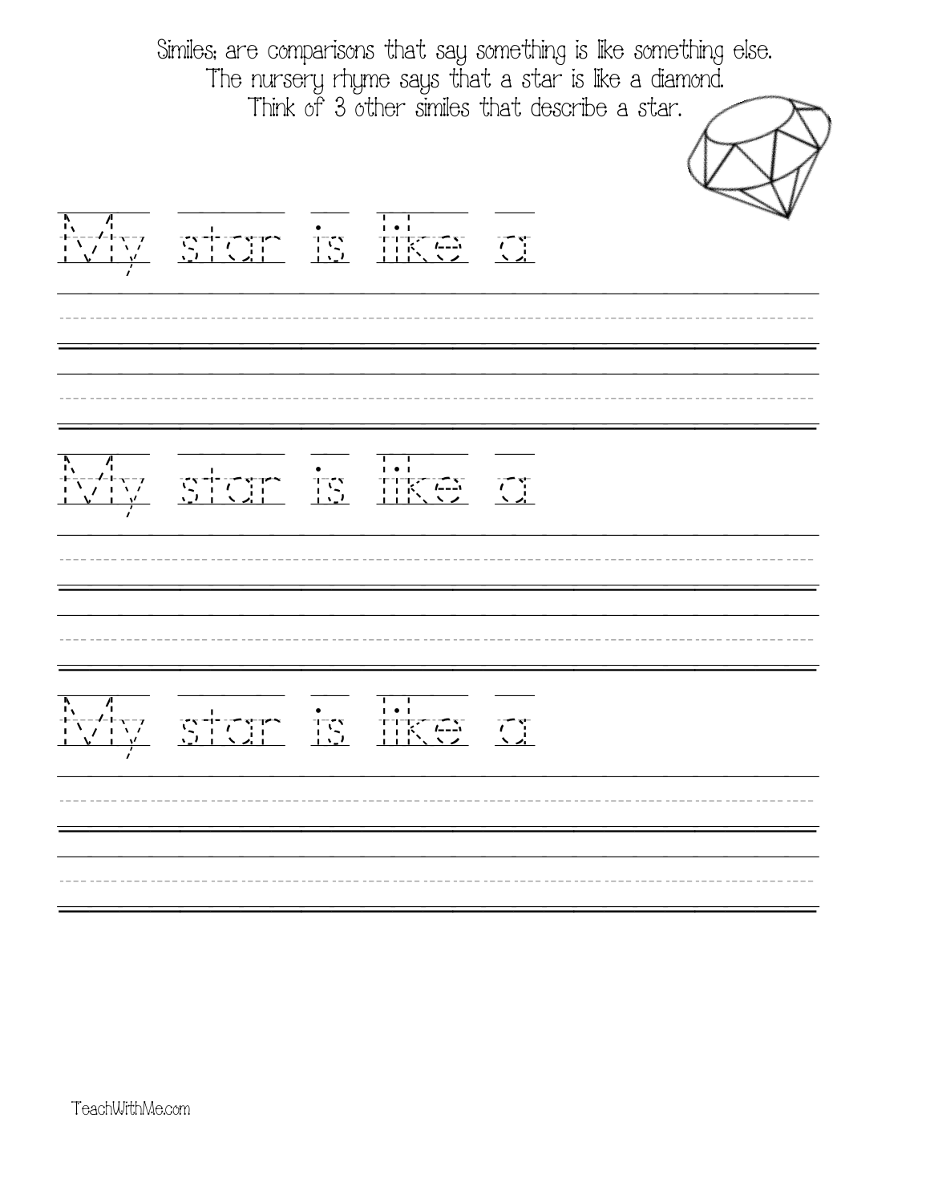Similes; are comparisons that say something is like something else.
The nursery rhyme says that a star is like a diamond.
Think of 3 other similes that describe a star.

My star is like a

My star is like a

My star is like a

TeachWithMe.com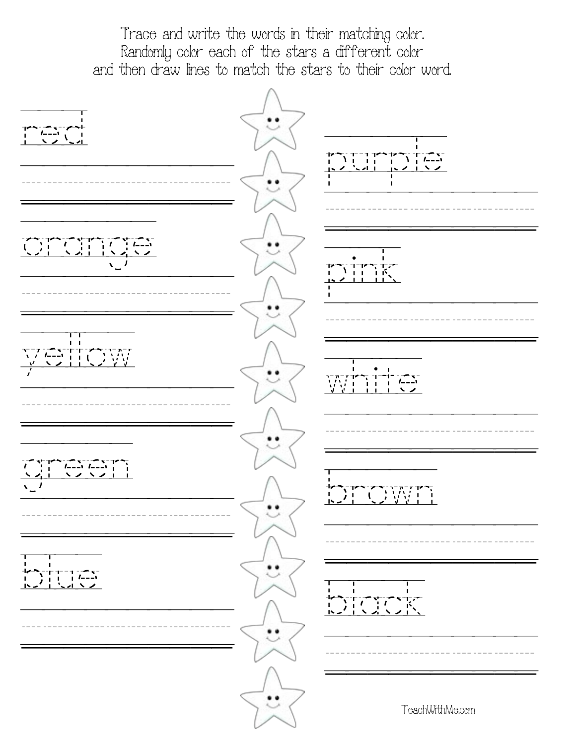Trace and write the words in their matching color.
Randomly color each of the stars a different color
and then draw lines to match the stars to their color word.

red

orange

yellow

green

blue

purple

pink

white

brown

black

TeachWithMe.com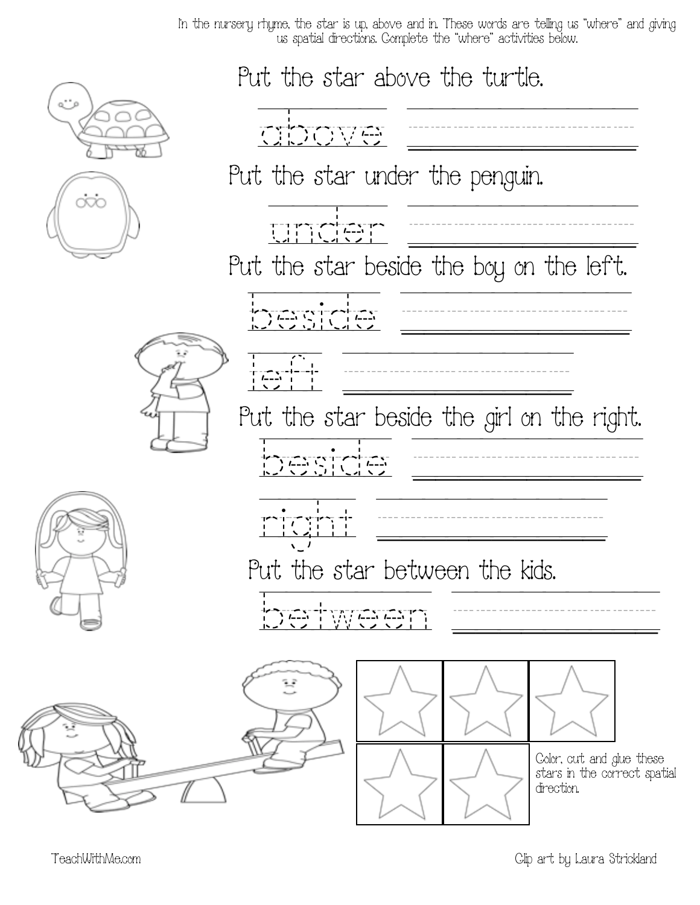In the nursery rhyme, the star is up, above and in. These words are telling us "where" and giving us spatial directions. Complete the "where" activities below.

Put the star above the turtle.

above

Put the star under the penguin.

under

Put the star beside the boy on the left.

beside

left

Put the star beside the girl on the right.

beside

right

Put the star between the kids.

between

Color, cut and glue these stars in the correct spatial direction.

TeachWithMe.com

Clip art by Laura Strickland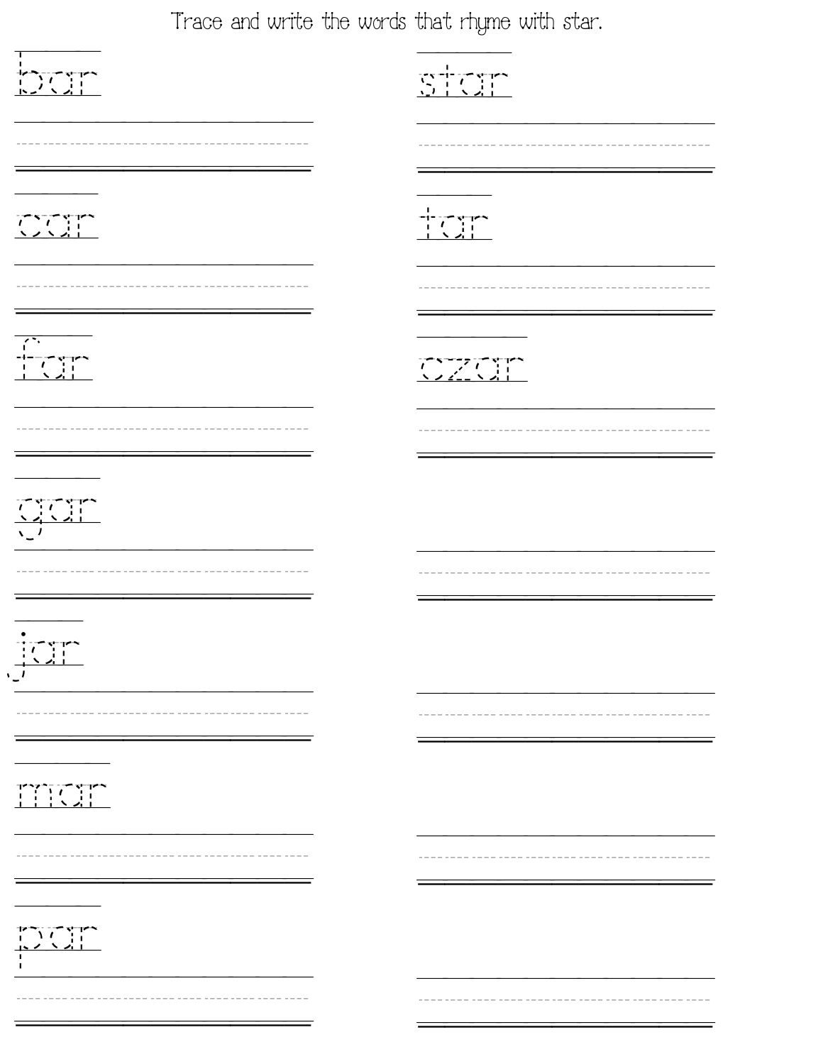Trace and write the words that rhyme with star.

bar

car

far

gar

jar

mar

par

star

tar

czar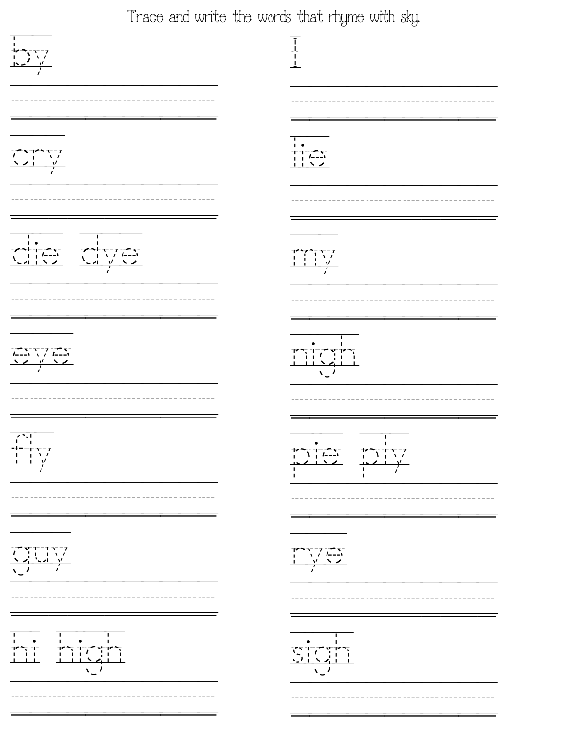Trace and write the words that rhyme with sky.

by

cry

die dye

eye

fly

guy

hi high

I

lie

my

nigh

pie ply

rye

sigh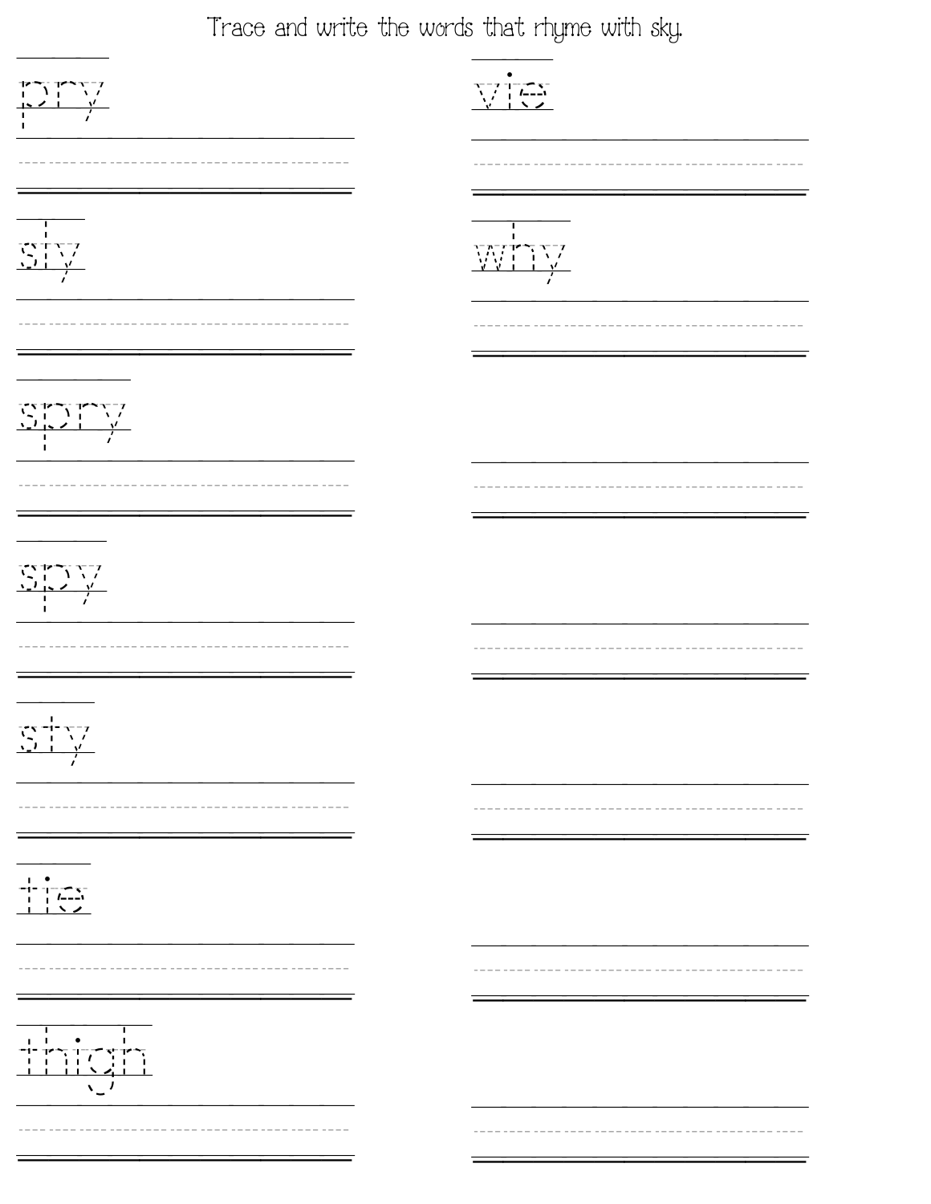Trace and write the words that rhyme with sky.

pry

sly

spry

spy

sty

tie

thigh

vie

why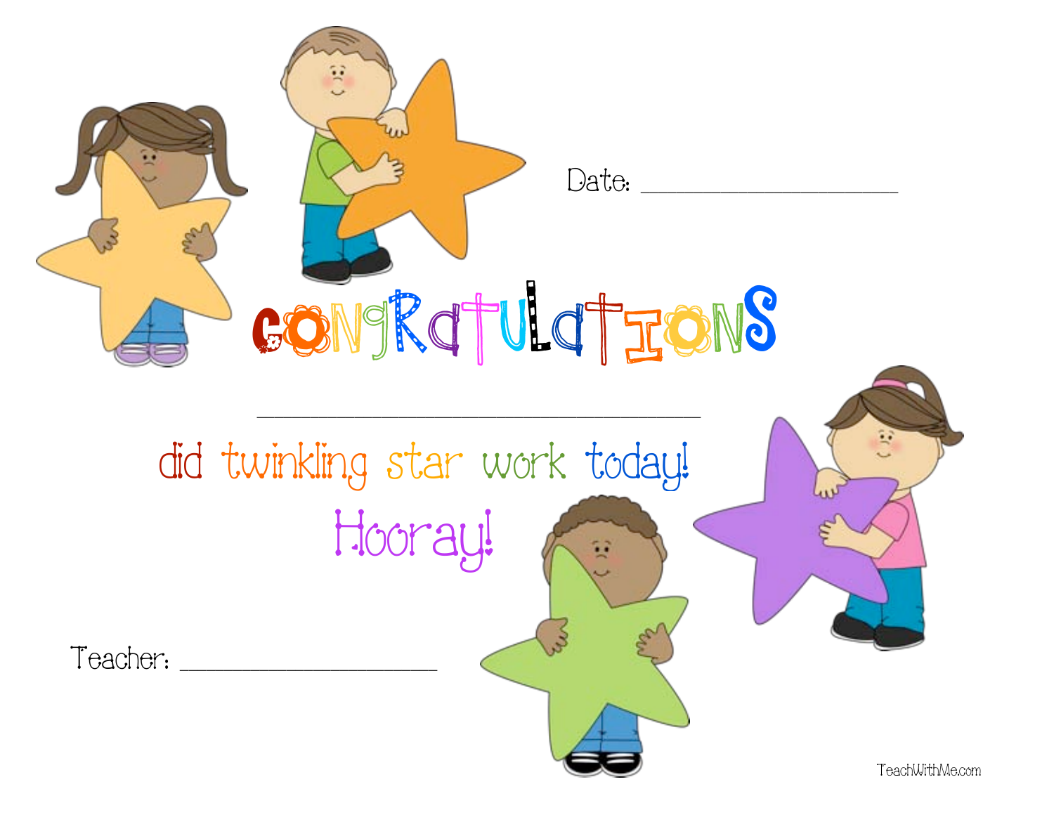Date: ______________________

# CONGRATULATIONS

___________________________________

did twinkling star work today!

Hooray!

Teacher: ____________________

TeachWithMe.com